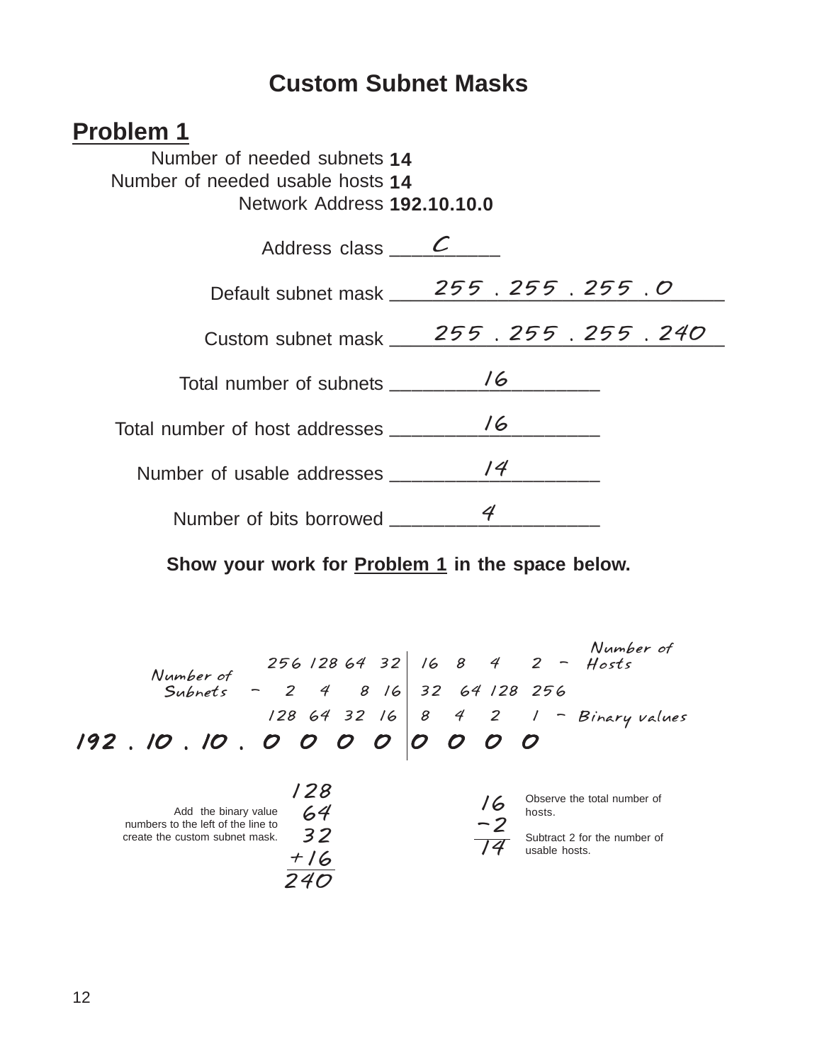# Custom Subnet Masks

## Problem 1

Number of needed subnets **14**
Number of needed usable hosts **14**
Network Address **192.10.10.0**

Address class ___C___

Default subnet mask ___255 . 255 . 255 . 0___

Custom subnet mask ___255 . 255 . 255 . 240___

Total number of subnets ___16___

Total number of host addresses ___16___

Number of usable addresses ___14___

Number of bits borrowed ___4___

**Show your work for Problem 1 in the space below.**

| | | | | | | | | | | |
|---|---|---|---|---|---|---|---|---|---|---|
| | 256 | 128 | 64 | 32 | 16 | 8 | 4 | 2 | – | Number of Hosts |
| Number of Subnets – | 2 | 4 | 8 | 16 | 32 | 64 | 128 | 256 | | |
| | 128 | 64 | 32 | 16 | 8 | 4 | 2 | 1 | – | Binary values |
| 192 . 10 . 10 . | 0 | 0 | 0 | 0 | 0 | 0 | 0 | 0 | | |

Add the binary value numbers to the left of the line to create the custom subnet mask.

$$\begin{array}{r} 128 \\ 64 \\ 32 \\ +16 \\ \hline 240 \end{array}$$

Observe the total number of hosts.

Subtract 2 for the number of usable hosts.

$$\begin{array}{r} 16 \\ -2 \\ \hline 14 \end{array}$$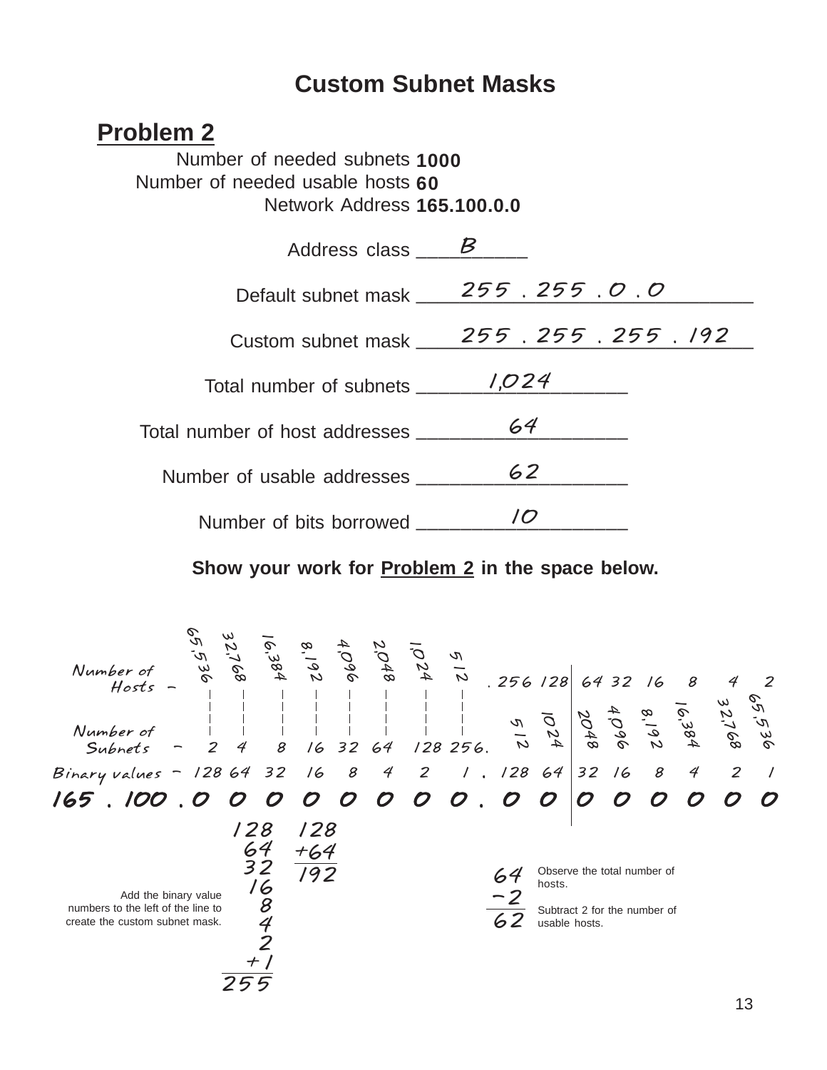## Custom Subnet Masks

### Problem 2

Number of needed subnets **1000**
Number of needed usable hosts **60**
Network Address **165.100.0.0**

Address class ___B___

Default subnet mask ___255 . 255 . 0 . 0___

Custom subnet mask ___255 . 255 . 255 . 192___

Total number of subnets ___1,024___

Total number of host addresses ___64___

Number of usable addresses ___62___

Number of bits borrowed ___10___

**Show your work for Problem 2 in the space below.**

| | | | | | | | | | | | | | | | | | | | | |
|---|---|---|---|---|---|---|---|---|---|---|---|---|---|---|---|---|---|---|---|---|
| Number of Hosts – | | | 65,536 | 32,768 | 16,384 | 8,192 | 4,096 | 2,048 | 1,024 | 512 | . | 256 | 128 | 64 | 32 | 16 | 8 | 4 | 2 |
| Number of Subnets – | | | 2 | 4 | 8 | 16 | 32 | 64 | 128 | 256 | . | 512 | 1024 | 2048 | 4,096 | 8,192 | 16,384 | 32,768 | 65,536 |
| Binary values – | | | 128 | 64 | 32 | 16 | 8 | 4 | 2 | 1 | . | 128 | 64 | 32 | 16 | 8 | 4 | 2 | 1 |
| 165 | . | 100 | . 0 | 0 | 0 | 0 | 0 | 0 | 0 | 0 | . | 0 | 0 | 0 | 0 | 0 | 0 | 0 | 0 |

128
64
32
16
8
4
2
+1
255

128
+64
192

Add the binary value numbers to the left of the line to create the custom subnet mask.

64
−2
62

Observe the total number of hosts.

Subtract 2 for the number of usable hosts.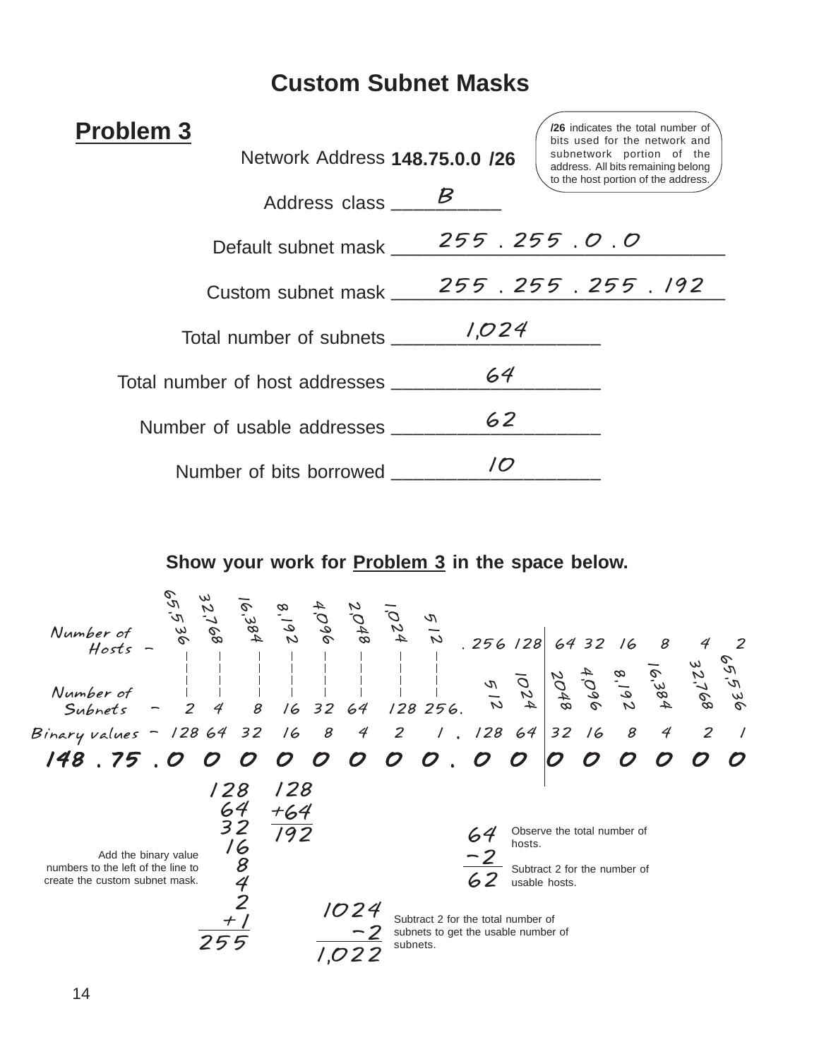# Custom Subnet Masks

## Problem 3

> **/26** indicates the total number of bits used for the network and subnetwork portion of the address. All bits remaining belong to the host portion of the address.

Network Address **148.75.0.0 /26**

Address class B

Default subnet mask 255 . 255 . 0 . 0

Custom subnet mask 255 . 255 . 255 . 192

Total number of subnets 1,024

Total number of host addresses 64

Number of usable addresses 62

Number of bits borrowed 10

**Show your work for Problem 3 in the space below.**

Number of Hosts – 65,536 32,768 16,384 8,192 4,096 2,048 1,024 512 . 256 128 64 32 16 8 4 2

Number of Subnets – 2 4 8 16 32 64 128 256 . 512 1024 2048 4,096 8,192 16,384 32,768 65,536

Binary values – 128 64 32 16 8 4 2 1 . 128 64 32 16 8 4 2 1

148 . 75 . 0 0 0 0 0 0 0 0 . 0 0 | 0 0 0 0 0 0

128 + 64 + 32 + 16 + 8 + 4 + 2 + 1 = 255

128 + 64 = 192

Add the binary value numbers to the left of the line to create the custom subnet mask.

64 − 2 = 62

Observe the total number of hosts.

Subtract 2 for the number of usable hosts.

1024 − 2 = 1,022

Subtract 2 for the total number of subnets to get the usable number of subnets.